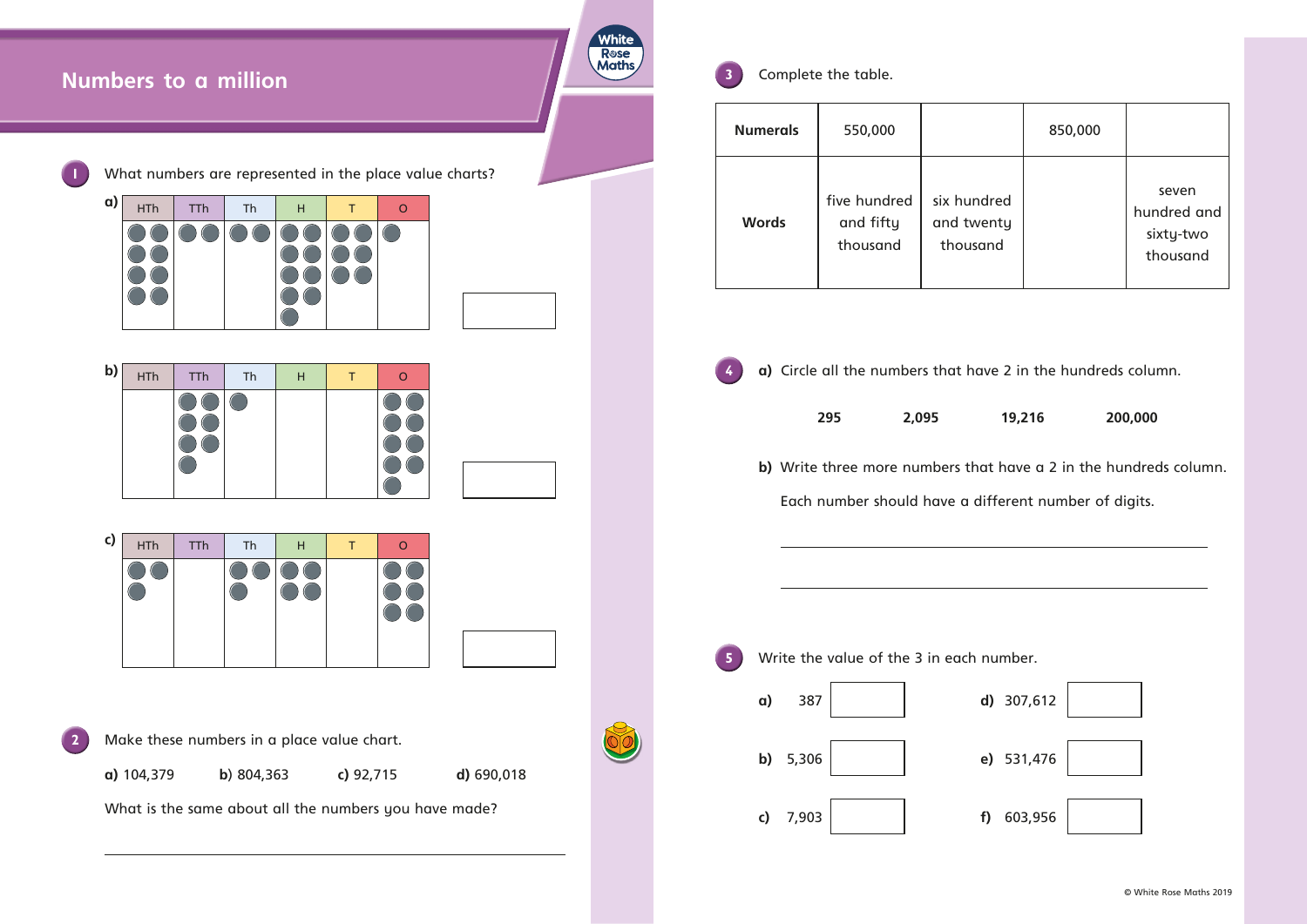# Numbers to a million

**1** What numbers are represented in the place value charts?

**a)**

| HTh | TTh | Th | H | T | O |
|---|---|---|---|---|---|
| 8 counters | 2 counters | 2 counters | 9 counters | 6 counters | 1 counter |

**b)**

| HTh | TTh | Th | H | T | O |
|---|---|---|---|---|---|
| | 7 counters | 1 counter | | | 9 counters |

**c)**

| HTh | TTh | Th | H | T | O |
|---|---|---|---|---|---|
| 3 counters | | 3 counters | 4 counters | | 6 counters |

**2** Make these numbers in a place value chart.

**a)** 104,379  **b)** 804,363  **c)** 92,715  **d)** 690,018

What is the same about all the numbers you have made?

______________________________

**3** Complete the table.

| Numerals | 550,000 | | 850,000 | |
|---|---|---|---|---|
| Words | five hundred and fifty thousand | six hundred and twenty thousand | | seven hundred and sixty-two thousand |

**4** **a)** Circle all the numbers that have 2 in the hundreds column.

**295**  **2,095**  **19,216**  **200,000**

**b)** Write three more numbers that have a 2 in the hundreds column.

Each number should have a different number of digits.

______________________________

______________________________

**5** Write the value of the 3 in each number.

**a)** 387 ☐

**b)** 5,306 ☐

**c)** 7,903 ☐

**d)** 307,612 ☐

**e)** 531,476 ☐

**f)** 603,956 ☐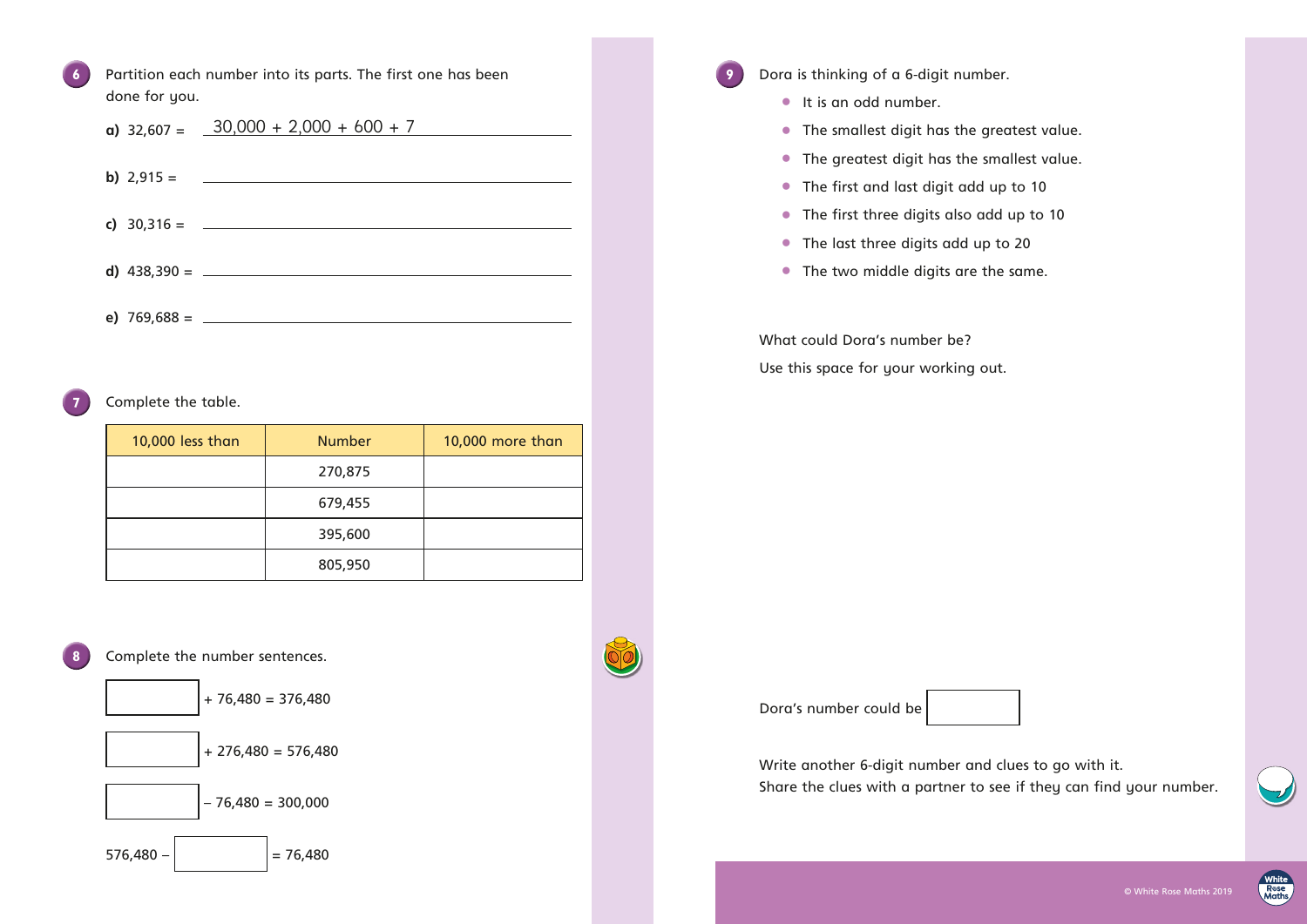**6** Partition each number into its parts. The first one has been done for you.

a) 32,607 = 30,000 + 2,000 + 600 + 7

b) 2,915 = ______________________

c) 30,316 = ______________________

d) 438,390 = ______________________

e) 769,688 = ______________________

**7** Complete the table.

| 10,000 less than | Number | 10,000 more than |
|---|---|---|
| | 270,875 | |
| | 679,455 | |
| | 395,600 | |
| | 805,950 | |

**8** Complete the number sentences.

☐ + 76,480 = 376,480

☐ + 276,480 = 576,480

☐ − 76,480 = 300,000

576,480 − ☐ = 76,480

**9** Dora is thinking of a 6-digit number.

- It is an odd number.
- The smallest digit has the greatest value.
- The greatest digit has the smallest value.
- The first and last digit add up to 10
- The first three digits also add up to 10
- The last three digits add up to 20
- The two middle digits are the same.

What could Dora's number be?

Use this space for your working out.

Dora's number could be ☐

Write another 6-digit number and clues to go with it.
Share the clues with a partner to see if they can find your number.